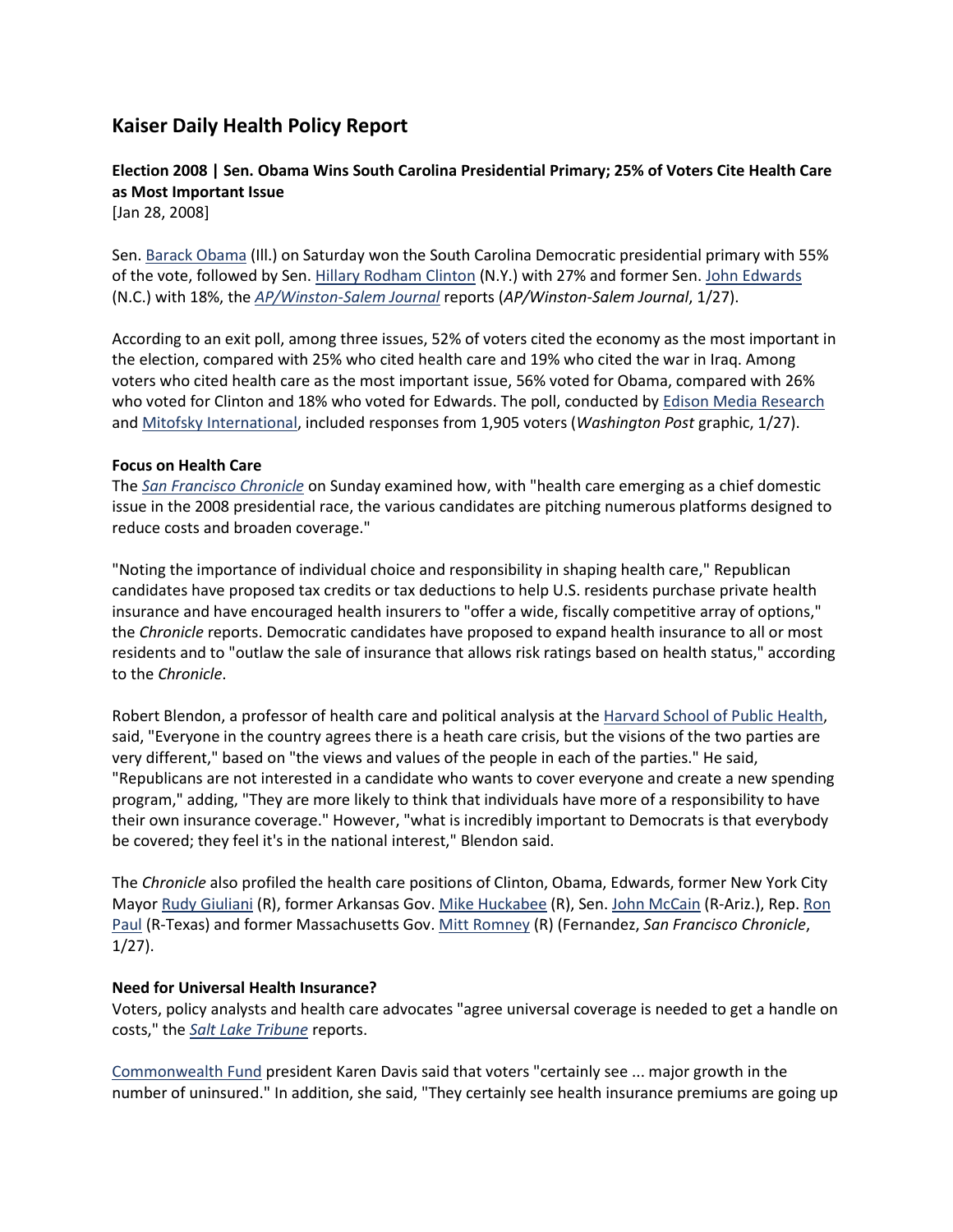# Kaiser Daily Health Policy Report

**Election 2008 | Sen. Obama Wins South Carolina Presidential Primary; 25% of Voters Cite Health Care as Most Important Issue**
[Jan 28, 2008]

Sen. Barack Obama (Ill.) on Saturday won the South Carolina Democratic presidential primary with 55% of the vote, followed by Sen. Hillary Rodham Clinton (N.Y.) with 27% and former Sen. John Edwards (N.C.) with 18%, the *AP/Winston-Salem Journal* reports (*AP/Winston-Salem Journal*, 1/27).

According to an exit poll, among three issues, 52% of voters cited the economy as the most important in the election, compared with 25% who cited health care and 19% who cited the war in Iraq. Among voters who cited health care as the most important issue, 56% voted for Obama, compared with 26% who voted for Clinton and 18% who voted for Edwards. The poll, conducted by Edison Media Research and Mitofsky International, included responses from 1,905 voters (*Washington Post* graphic, 1/27).

**Focus on Health Care**
The *San Francisco Chronicle* on Sunday examined how, with "health care emerging as a chief domestic issue in the 2008 presidential race, the various candidates are pitching numerous platforms designed to reduce costs and broaden coverage."

"Noting the importance of individual choice and responsibility in shaping health care," Republican candidates have proposed tax credits or tax deductions to help U.S. residents purchase private health insurance and have encouraged health insurers to "offer a wide, fiscally competitive array of options," the *Chronicle* reports. Democratic candidates have proposed to expand health insurance to all or most residents and to "outlaw the sale of insurance that allows risk ratings based on health status," according to the *Chronicle*.

Robert Blendon, a professor of health care and political analysis at the Harvard School of Public Health, said, "Everyone in the country agrees there is a heath care crisis, but the visions of the two parties are very different," based on "the views and values of the people in each of the parties." He said, "Republicans are not interested in a candidate who wants to cover everyone and create a new spending program," adding, "They are more likely to think that individuals have more of a responsibility to have their own insurance coverage." However, "what is incredibly important to Democrats is that everybody be covered; they feel it's in the national interest," Blendon said.

The *Chronicle* also profiled the health care positions of Clinton, Obama, Edwards, former New York City Mayor Rudy Giuliani (R), former Arkansas Gov. Mike Huckabee (R), Sen. John McCain (R-Ariz.), Rep. Ron Paul (R-Texas) and former Massachusetts Gov. Mitt Romney (R) (Fernandez, *San Francisco Chronicle*, 1/27).

**Need for Universal Health Insurance?**
Voters, policy analysts and health care advocates "agree universal coverage is needed to get a handle on costs," the *Salt Lake Tribune* reports.

Commonwealth Fund president Karen Davis said that voters "certainly see ... major growth in the number of uninsured." In addition, she said, "They certainly see health insurance premiums are going up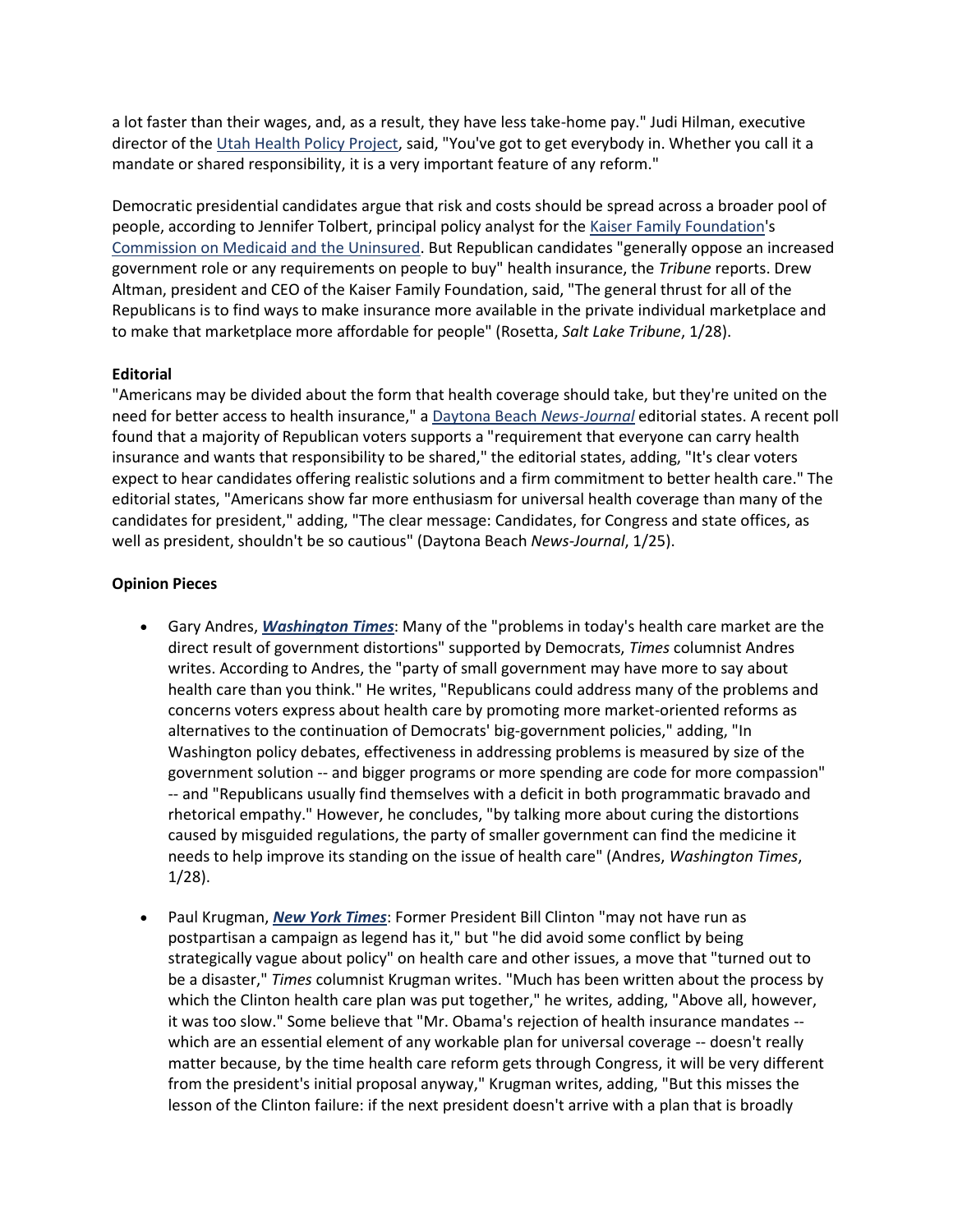a lot faster than their wages, and, as a result, they have less take-home pay." Judi Hilman, executive director of the Utah Health Policy Project, said, "You've got to get everybody in. Whether you call it a mandate or shared responsibility, it is a very important feature of any reform."

Democratic presidential candidates argue that risk and costs should be spread across a broader pool of people, according to Jennifer Tolbert, principal policy analyst for the Kaiser Family Foundation's Commission on Medicaid and the Uninsured. But Republican candidates "generally oppose an increased government role or any requirements on people to buy" health insurance, the *Tribune* reports. Drew Altman, president and CEO of the Kaiser Family Foundation, said, "The general thrust for all of the Republicans is to find ways to make insurance more available in the private individual marketplace and to make that marketplace more affordable for people" (Rosetta, *Salt Lake Tribune*, 1/28).

**Editorial**

"Americans may be divided about the form that health coverage should take, but they're united on the need for better access to health insurance," a Daytona Beach *News-Journal* editorial states. A recent poll found that a majority of Republican voters supports a "requirement that everyone can carry health insurance and wants that responsibility to be shared," the editorial states, adding, "It's clear voters expect to hear candidates offering realistic solutions and a firm commitment to better health care." The editorial states, "Americans show far more enthusiasm for universal health coverage than many of the candidates for president," adding, "The clear message: Candidates, for Congress and state offices, as well as president, shouldn't be so cautious" (Daytona Beach *News-Journal*, 1/25).

**Opinion Pieces**

- Gary Andres, ***Washington Times***: Many of the "problems in today's health care market are the direct result of government distortions" supported by Democrats, *Times* columnist Andres writes. According to Andres, the "party of small government may have more to say about health care than you think." He writes, "Republicans could address many of the problems and concerns voters express about health care by promoting more market-oriented reforms as alternatives to the continuation of Democrats' big-government policies," adding, "In Washington policy debates, effectiveness in addressing problems is measured by size of the government solution -- and bigger programs or more spending are code for more compassion" -- and "Republicans usually find themselves with a deficit in both programmatic bravado and rhetorical empathy." However, he concludes, "by talking more about curing the distortions caused by misguided regulations, the party of smaller government can find the medicine it needs to help improve its standing on the issue of health care" (Andres, *Washington Times*, 1/28).

- Paul Krugman, ***New York Times***: Former President Bill Clinton "may not have run as postpartisan a campaign as legend has it," but "he did avoid some conflict by being strategically vague about policy" on health care and other issues, a move that "turned out to be a disaster," *Times* columnist Krugman writes. "Much has been written about the process by which the Clinton health care plan was put together," he writes, adding, "Above all, however, it was too slow." Some believe that "Mr. Obama's rejection of health insurance mandates -- which are an essential element of any workable plan for universal coverage -- doesn't really matter because, by the time health care reform gets through Congress, it will be very different from the president's initial proposal anyway," Krugman writes, adding, "But this misses the lesson of the Clinton failure: if the next president doesn't arrive with a plan that is broadly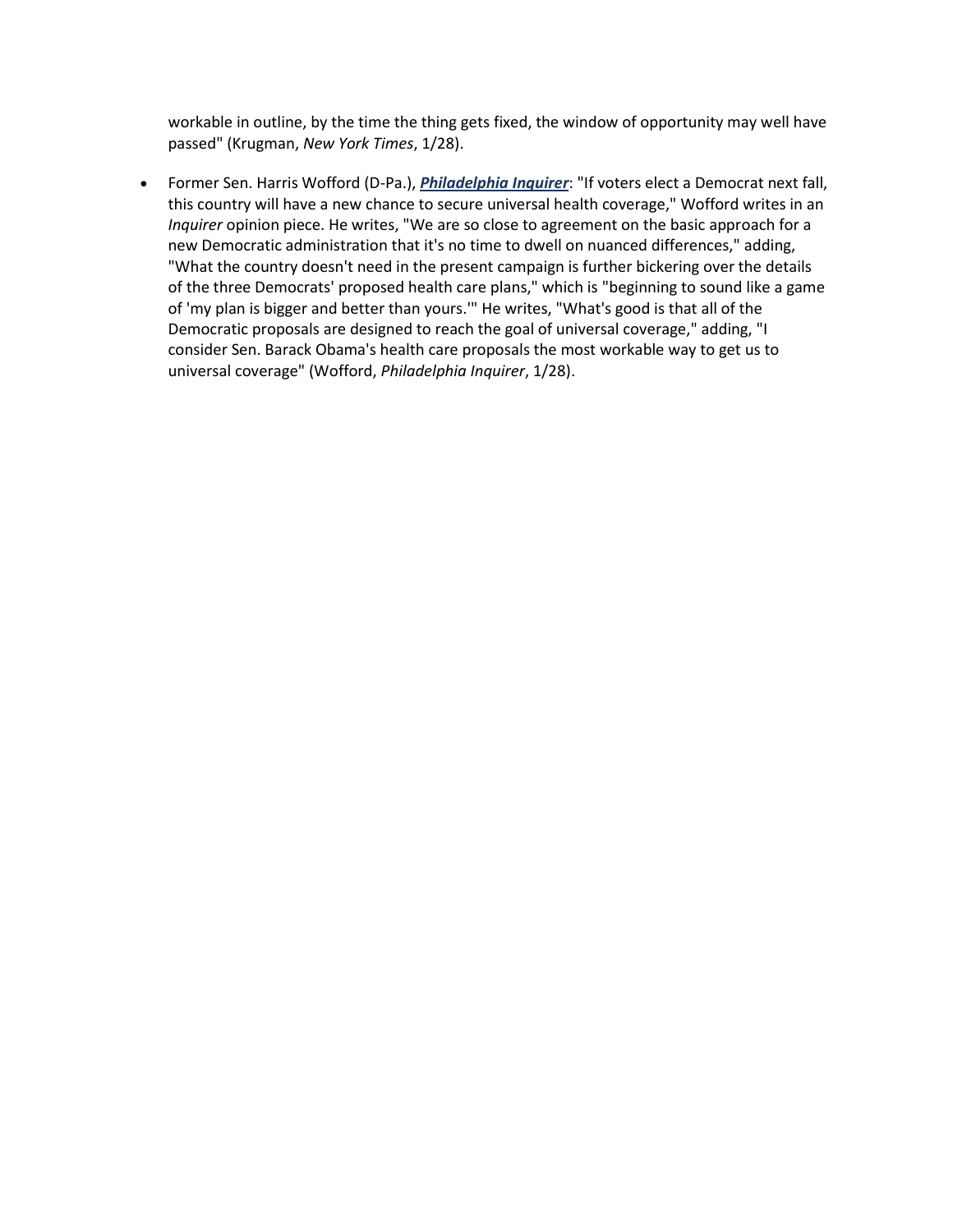workable in outline, by the time the thing gets fixed, the window of opportunity may well have passed" (Krugman, *New York Times*, 1/28).

- Former Sen. Harris Wofford (D-Pa.), ***Philadelphia Inquirer***: "If voters elect a Democrat next fall, this country will have a new chance to secure universal health coverage," Wofford writes in an *Inquirer* opinion piece. He writes, "We are so close to agreement on the basic approach for a new Democratic administration that it's no time to dwell on nuanced differences," adding, "What the country doesn't need in the present campaign is further bickering over the details of the three Democrats' proposed health care plans," which is "beginning to sound like a game of 'my plan is bigger and better than yours.'" He writes, "What's good is that all of the Democratic proposals are designed to reach the goal of universal coverage," adding, "I consider Sen. Barack Obama's health care proposals the most workable way to get us to universal coverage" (Wofford, *Philadelphia Inquirer*, 1/28).